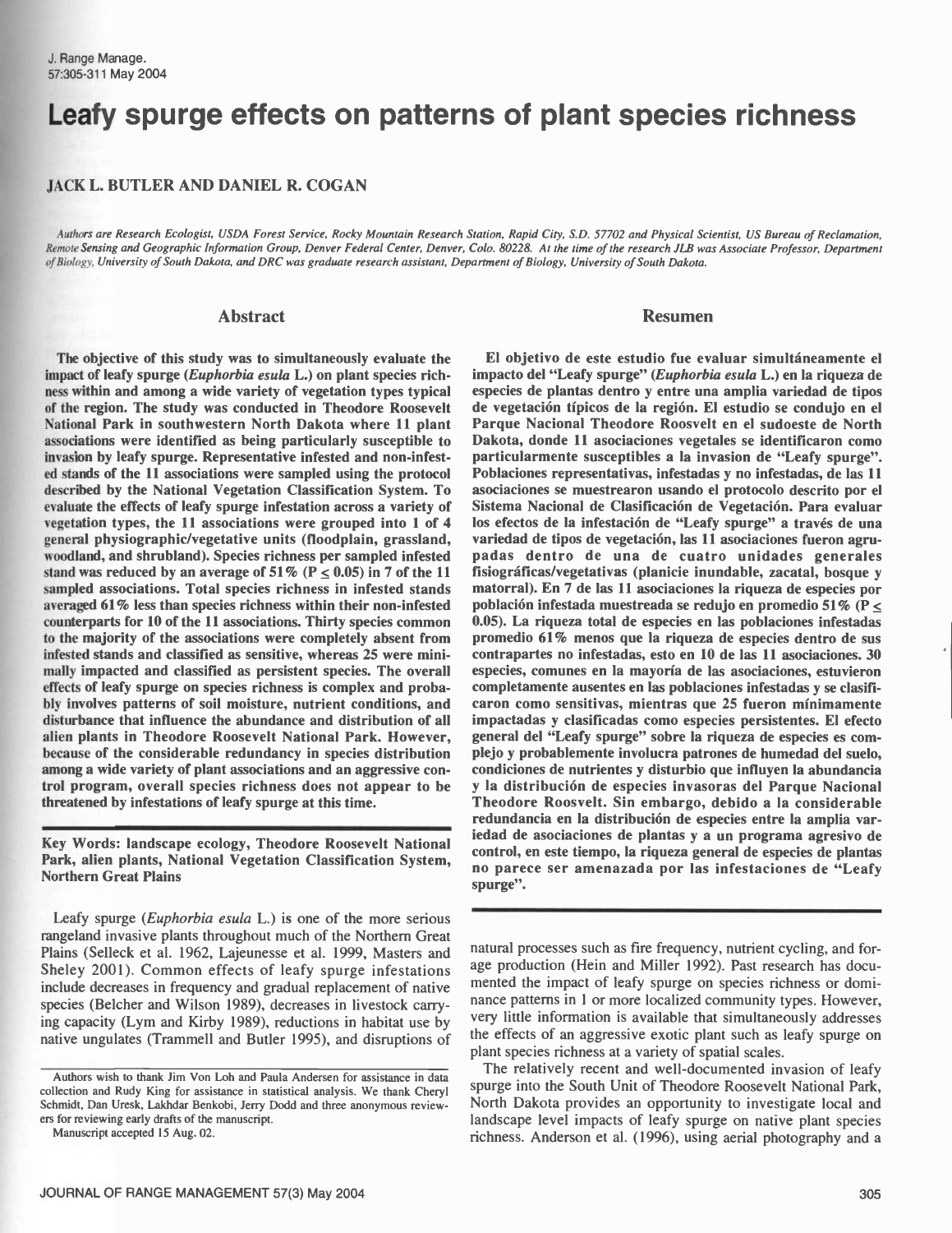# Leafy spurge effects on patterns of plant species richness

## JACK L. BUTLER AND DANIEL R. COGAN

*Authors are Research Ecologist, USDA Forest Service, Rocky Mountain Research Station, Rapid City, S.D. 57702 and Physical Scientist, US Bureau of Reclamation, Remote Sensing and Geographic Information Group, Denver Federal Center, Denver, Colo. 80228. At the time of the research JLB was Associate Professor, Department of Biology, University of South Dakota, and DRC was graduate research assistant, Department of Biology, University of South Dakota.*

## Abstract

**The objective of this study was to simultaneously evaluate the impact of leafy spurge (*Euphorbia esula* L.) on plant species richness within and among a wide variety of vegetation types typical of the region. The study was conducted in Theodore Roosevelt National Park in southwestern North Dakota where 11 plant associations were identified as being particularly susceptible to invasion by leafy spurge. Representative infested and non-infested stands of the 11 associations were sampled using the protocol described by the National Vegetation Classification System. To evaluate the effects of leafy spurge infestation across a variety of vegetation types, the 11 associations were grouped into 1 of 4 general physiographic/vegetative units (floodplain, grassland, woodland, and shrubland). Species richness per sampled infested stand was reduced by an average of 51% ($P \leq 0.05$) in 7 of the 11 sampled associations. Total species richness in infested stands averaged 61% less than species richness within their non-infested counterparts for 10 of the 11 associations. Thirty species common to the majority of the associations were completely absent from infested stands and classified as sensitive, whereas 25 were minimally impacted and classified as persistent species. The overall effects of leafy spurge on species richness is complex and probably involves patterns of soil moisture, nutrient conditions, and disturbance that influence the abundance and distribution of all alien plants in Theodore Roosevelt National Park. However, because of the considerable redundancy in species distribution among a wide variety of plant associations and an aggressive control program, overall species richness does not appear to be threatened by infestations of leafy spurge at this time.**

## Resumen

**El objetivo de este estudio fue evaluar simultáneamente el impacto del "Leafy spurge" (*Euphorbia esula* L.) en la riqueza de especies de plantas dentro y entre una amplia variedad de tipos de vegetación típicos de la región. El estudio se condujo en el Parque Nacional Theodore Roosvelt en el sudoeste de North Dakota, donde 11 asociaciones vegetales se identificaron como particularmente susceptibles a la invasion de "Leafy spurge". Poblaciones representativas, infestadas y no infestadas, de las 11 asociaciones se muestrearon usando el protocolo descrito por el Sistema Nacional de Clasificación de Vegetación. Para evaluar los efectos de la infestación de "Leafy spurge" a través de una variedad de tipos de vegetación, las 11 asociaciones fueron agrupadas dentro de una de cuatro unidades generales fisiográficas/vegetativas (planicie inundable, zacatal, bosque y matorral). En 7 de las 11 asociaciones la riqueza de especies por población infestada muestreada se redujo en promedio 51% ($P \leq 0.05$). La riqueza total de especies en las poblaciones infestadas promedio 61% menos que la riqueza de especies dentro de sus contrapartes no infestadas, esto en 10 de las 11 asociaciones. 30 especies, comunes en la mayoría de las asociaciones, estuvieron completamente ausentes en las poblaciones infestadas y se clasificaron como sensitivas, mientras que 25 fueron mínimamente impactadas y clasificadas como especies persistentes. El efecto general del "Leafy spurge" sobre la riqueza de especies es complejo y probablemente involucra patrones de humedad del suelo, condiciones de nutrientes y disturbio que influyen la abundancia y la distribución de especies invasoras del Parque Nacional Theodore Roosvelt. Sin embargo, debido a la considerable redundancia en la distribución de especies entre la amplia variedad de asociaciones de plantas y a un programa agresivo de control, en este tiempo, la riqueza general de especies de plantas no parece ser amenazada por las infestaciones de "Leafy spurge".**

**Key Words: landscape ecology, Theodore Roosevelt National Park, alien plants, National Vegetation Classification System, Northern Great Plains**

Leafy spurge (*Euphorbia esula* L.) is one of the more serious rangeland invasive plants throughout much of the Northern Great Plains (Selleck et al. 1962, Lajeunesse et al. 1999, Masters and Sheley 2001). Common effects of leafy spurge infestations include decreases in frequency and gradual replacement of native species (Belcher and Wilson 1989), decreases in livestock carrying capacity (Lym and Kirby 1989), reductions in habitat use by native ungulates (Trammell and Butler 1995), and disruptions of natural processes such as fire frequency, nutrient cycling, and forage production (Hein and Miller 1992). Past research has documented the impact of leafy spurge on species richness or dominance patterns in 1 or more localized community types. However, very little information is available that simultaneously addresses the effects of an aggressive exotic plant such as leafy spurge on plant species richness at a variety of spatial scales.

The relatively recent and well-documented invasion of leafy spurge into the South Unit of Theodore Roosevelt National Park, North Dakota provides an opportunity to investigate local and landscape level impacts of leafy spurge on native plant species richness. Anderson et al. (1996), using aerial photography and a

Authors wish to thank Jim Von Loh and Paula Andersen for assistance in data collection and Rudy King for assistance in statistical analysis. We thank Cheryl Schmidt, Dan Uresk, Lakhdar Benkobi, Jerry Dodd and three anonymous reviewers for reviewing early drafts of the manuscript.

Manuscript accepted 15 Aug. 02.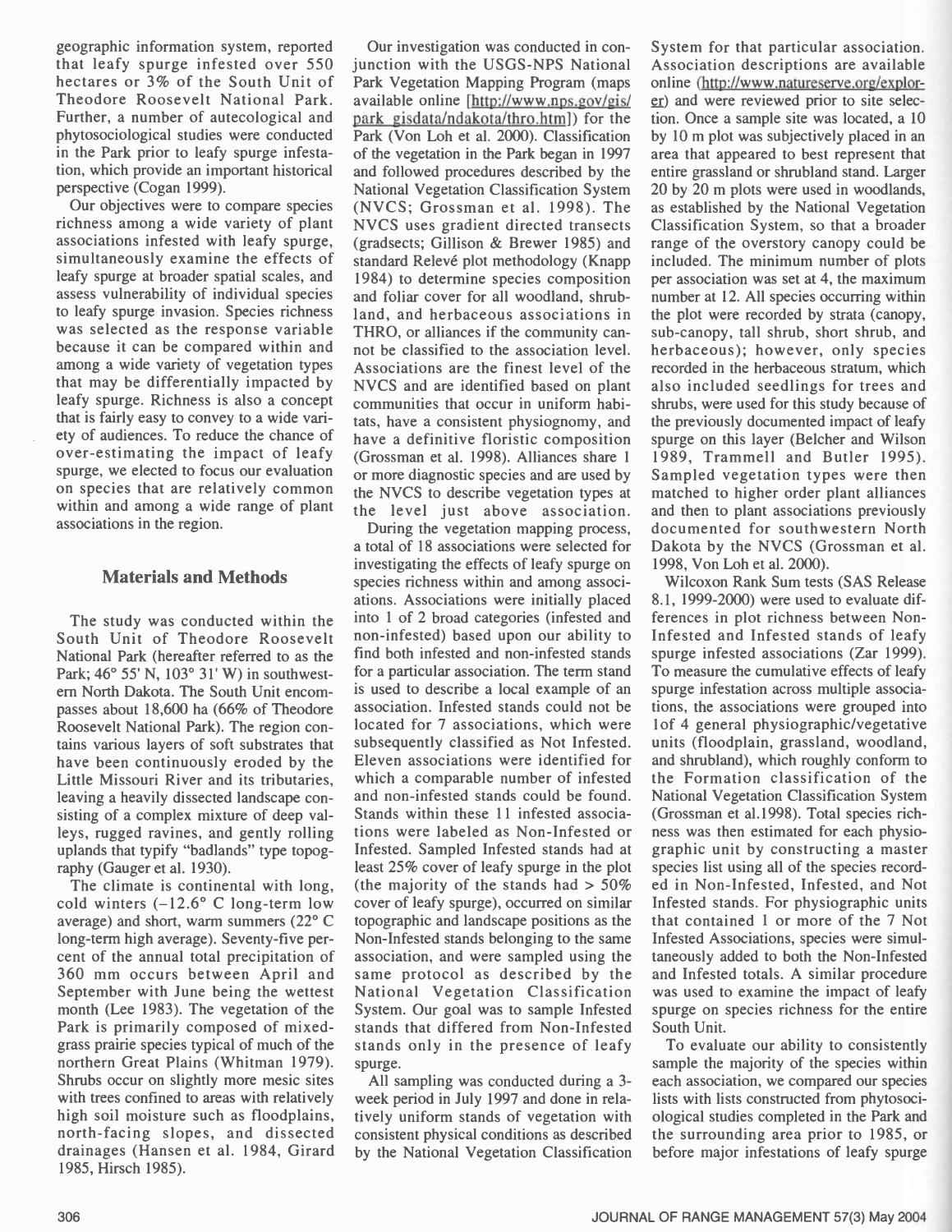geographic information system, reported that leafy spurge infested over 550 hectares or 3% of the South Unit of Theodore Roosevelt National Park. Further, a number of autecological and phytosociological studies were conducted in the Park prior to leafy spurge infestation, which provide an important historical perspective (Cogan 1999).

Our objectives were to compare species richness among a wide variety of plant associations infested with leafy spurge, simultaneously examine the effects of leafy spurge at broader spatial scales, and assess vulnerability of individual species to leafy spurge invasion. Species richness was selected as the response variable because it can be compared within and among a wide variety of vegetation types that may be differentially impacted by leafy spurge. Richness is also a concept that is fairly easy to convey to a wide variety of audiences. To reduce the chance of over-estimating the impact of leafy spurge, we elected to focus our evaluation on species that are relatively common within and among a wide range of plant associations in the region.

## Materials and Methods

The study was conducted within the South Unit of Theodore Roosevelt National Park (hereafter referred to as the Park; 46° 55' N, 103° 31' W) in southwestern North Dakota. The South Unit encompasses about 18,600 ha (66% of Theodore Roosevelt National Park). The region contains various layers of soft substrates that have been continuously eroded by the Little Missouri River and its tributaries, leaving a heavily dissected landscape consisting of a complex mixture of deep valleys, rugged ravines, and gently rolling uplands that typify "badlands" type topography (Gauger et al. 1930).

The climate is continental with long, cold winters (–12.6° C long-term low average) and short, warm summers (22° C long-term high average). Seventy-five percent of the annual total precipitation of 360 mm occurs between April and September with June being the wettest month (Lee 1983). The vegetation of the Park is primarily composed of mixed-grass prairie species typical of much of the northern Great Plains (Whitman 1979). Shrubs occur on slightly more mesic sites with trees confined to areas with relatively high soil moisture such as floodplains, north-facing slopes, and dissected drainages (Hansen et al. 1984, Girard 1985, Hirsch 1985).

Our investigation was conducted in conjunction with the USGS-NPS National Park Vegetation Mapping Program (maps available online [http://www.nps.gov/gis/park_gisdata/ndakota/thro.htm]) for the Park (Von Loh et al. 2000). Classification of the vegetation in the Park began in 1997 and followed procedures described by the National Vegetation Classification System (NVCS; Grossman et al. 1998). The NVCS uses gradient directed transects (gradsects; Gillison & Brewer 1985) and standard Relevé plot methodology (Knapp 1984) to determine species composition and foliar cover for all woodland, shrubland, and herbaceous associations in THRO, or alliances if the community cannot be classified to the association level. Associations are the finest level of the NVCS and are identified based on plant communities that occur in uniform habitats, have a consistent physiognomy, and have a definitive floristic composition (Grossman et al. 1998). Alliances share 1 or more diagnostic species and are used by the NVCS to describe vegetation types at the level just above association.

During the vegetation mapping process, a total of 18 associations were selected for investigating the effects of leafy spurge on species richness within and among associations. Associations were initially placed into 1 of 2 broad categories (infested and non-infested) based upon our ability to find both infested and non-infested stands for a particular association. The term stand is used to describe a local example of an association. Infested stands could not be located for 7 associations, which were subsequently classified as Not Infested. Eleven associations were identified for which a comparable number of infested and non-infested stands could be found. Stands within these 11 infested associations were labeled as Non-Infested or Infested. Sampled Infested stands had at least 25% cover of leafy spurge in the plot (the majority of the stands had > 50% cover of leafy spurge), occurred on similar topographic and landscape positions as the Non-Infested stands belonging to the same association, and were sampled using the same protocol as described by the National Vegetation Classification System. Our goal was to sample Infested stands that differed from Non-Infested stands only in the presence of leafy spurge.

All sampling was conducted during a 3-week period in July 1997 and done in relatively uniform stands of vegetation with consistent physical conditions as described by the National Vegetation Classification System for that particular association. Association descriptions are available online (http://www.natureserve.org/explorer) and were reviewed prior to site selection. Once a sample site was located, a 10 by 10 m plot was subjectively placed in an area that appeared to best represent that entire grassland or shrubland stand. Larger 20 by 20 m plots were used in woodlands, as established by the National Vegetation Classification System, so that a broader range of the overstory canopy could be included. The minimum number of plots per association was set at 4, the maximum number at 12. All species occurring within the plot were recorded by strata (canopy, sub-canopy, tall shrub, short shrub, and herbaceous); however, only species recorded in the herbaceous stratum, which also included seedlings for trees and shrubs, were used for this study because of the previously documented impact of leafy spurge on this layer (Belcher and Wilson 1989, Trammell and Butler 1995). Sampled vegetation types were then matched to higher order plant alliances and then to plant associations previously documented for southwestern North Dakota by the NVCS (Grossman et al. 1998, Von Loh et al. 2000).

Wilcoxon Rank Sum tests (SAS Release 8.1, 1999-2000) were used to evaluate differences in plot richness between Non-Infested and Infested stands of leafy spurge infested associations (Zar 1999). To measure the cumulative effects of leafy spurge infestation across multiple associations, the associations were grouped into 1of 4 general physiographic/vegetative units (floodplain, grassland, woodland, and shrubland), which roughly conform to the Formation classification of the National Vegetation Classification System (Grossman et al.1998). Total species richness was then estimated for each physiographic unit by constructing a master species list using all of the species recorded in Non-Infested, Infested, and Not Infested stands. For physiographic units that contained 1 or more of the 7 Not Infested Associations, species were simultaneously added to both the Non-Infested and Infested totals. A similar procedure was used to examine the impact of leafy spurge on species richness for the entire South Unit.

To evaluate our ability to consistently sample the majority of the species within each association, we compared our species lists with lists constructed from phytosociological studies completed in the Park and the surrounding area prior to 1985, or before major infestations of leafy spurge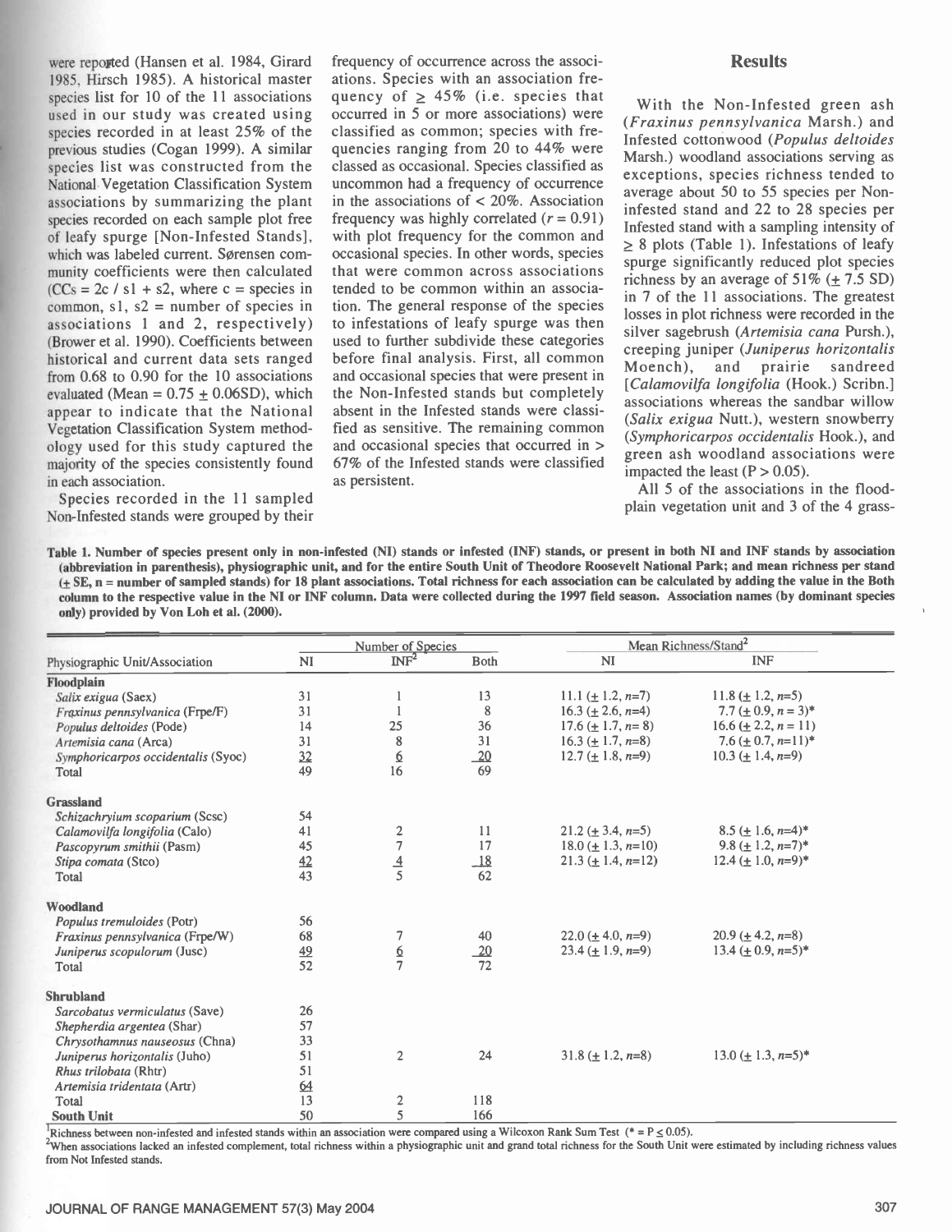were reported (Hansen et al. 1984, Girard 1985, Hirsch 1985). A historical master species list for 10 of the 11 associations used in our study was created using species recorded in at least 25% of the previous studies (Cogan 1999). A similar species list was constructed from the National Vegetation Classification System associations by summarizing the plant species recorded on each sample plot free of leafy spurge [Non-Infested Stands], which was labeled current. Sørensen community coefficients were then calculated (CCs = 2c / s1 + s2, where c = species in common, s1, s2 = number of species in associations 1 and 2, respectively) (Brower et al. 1990). Coefficients between historical and current data sets ranged from 0.68 to 0.90 for the 10 associations evaluated (Mean = 0.75 ± 0.06SD), which appear to indicate that the National Vegetation Classification System methodology used for this study captured the majority of the species consistently found in each association.

Species recorded in the 11 sampled Non-Infested stands were grouped by their frequency of occurrence across the associations. Species with an association frequency of ≥ 45% (i.e. species that occurred in 5 or more associations) were classified as common; species with frequencies ranging from 20 to 44% were classed as occasional. Species classified as uncommon had a frequency of occurrence in the associations of < 20%. Association frequency was highly correlated ($r = 0.91$) with plot frequency for the common and occasional species. In other words, species that were common across associations tended to be common within an association. The general response of the species to infestations of leafy spurge was then used to further subdivide these categories before final analysis. First, all common and occasional species that were present in the Non-Infested stands but completely absent in the Infested stands were classified as sensitive. The remaining common and occasional species that occurred in > 67% of the Infested stands were classified as persistent.

## Results

With the Non-Infested green ash (*Fraxinus pennsylvanica* Marsh.) and Infested cottonwood (*Populus deltoides* Marsh.) woodland associations serving as exceptions, species richness tended to average about 50 to 55 species per Non-infested stand and 22 to 28 species per Infested stand with a sampling intensity of ≥ 8 plots (Table 1). Infestations of leafy spurge significantly reduced plot species richness by an average of 51% (± 7.5 SD) in 7 of the 11 associations. The greatest losses in plot richness were recorded in the silver sagebrush (*Artemisia cana* Pursh.), creeping juniper (*Juniperus horizontalis* Moench), and prairie sandreed [*Calamovilfa longifolia* (Hook.) Scribn.] associations whereas the sandbar willow (*Salix exigua* Nutt.), western snowberry (*Symphoricarpos occidentalis* Hook.), and green ash woodland associations were impacted the least ($P > 0.05$).

All 5 of the associations in the floodplain vegetation unit and 3 of the 4 grass-

**Table 1. Number of species present only in non-infested (NI) stands or infested (INF) stands, or present in both NI and INF stands by association (abbreviation in parenthesis), physiographic unit, and for the entire South Unit of Theodore Roosevelt National Park; and mean richness per stand (± SE, n = number of sampled stands) for 18 plant associations. Total richness for each association can be calculated by adding the value in the Both column to the respective value in the NI or INF column. Data were collected during the 1997 field season. Association names (by dominant species only) provided by Von Loh et al. (2000).**

| Physiographic Unit/Association | Number of Species | | | Mean Richness/Stand[2] | |
|---|---|---|---|---|---|
| | NI | INF[2] | Both | NI | INF |
| **Floodplain** | | | | | |
| *Salix exigua* (Saex) | 31 | 1 | 13 | 11.1 (± 1.2, n=7) | 11.8 (± 1.2, n=5) |
| *Fraxinus pennsylvanica* (Frpe/F) | 31 | 1 | 8 | 16.3 (± 2.6, n=4) | 7.7 (± 0.9, n = 3)* |
| *Populus deltoides* (Pode) | 14 | 25 | 36 | 17.6 (± 1.7, n= 8) | 16.6 (± 2.2, n = 11) |
| *Artemisia cana* (Arca) | 31 | 8 | 31 | 16.3 (± 1.7, n=8) | 7.6 (± 0.7, n=11)* |
| *Symphoricarpos occidentalis* (Syoc) | 32 | 6 | 20 | 12.7 (± 1.8, n=9) | 10.3 (± 1.4, n=9) |
| Total | 49 | 16 | 69 | | |
| **Grassland** | | | | | |
| *Schizachryium scoparium* (Scsc) | 54 | | | | |
| *Calamovilfa longifolia* (Calo) | 41 | 2 | 11 | 21.2 (± 3.4, n=5) | 8.5 (± 1.6, n=4)* |
| *Pascopyrum smithii* (Pasm) | 45 | 7 | 17 | 18.0 (± 1.3, n=10) | 9.8 (± 1.2, n=7)* |
| *Stipa comata* (Stco) | 42 | 4 | 18 | 21.3 (± 1.4, n=12) | 12.4 (± 1.0, n=9)* |
| Total | 43 | 5 | 62 | | |
| **Woodland** | | | | | |
| *Populus tremuloides* (Potr) | 56 | | | | |
| *Fraxinus pennsylvanica* (Frpe/W) | 68 | 7 | 40 | 22.0 (± 4.0, n=9) | 20.9 (± 4.2, n=8) |
| *Juniperus scopulorum* (Jusc) | 49 | 6 | 20 | 23.4 (± 1.9, n=9) | 13.4 (± 0.9, n=5)* |
| Total | 52 | 7 | 72 | | |
| **Shrubland** | | | | | |
| *Sarcobatus vermiculatus* (Save) | 26 | | | | |
| *Shepherdia argentea* (Shar) | 57 | | | | |
| *Chrysothamnus nauseosus* (Chna) | 33 | | | | |
| *Juniperus horizontalis* (Juho) | 51 | 2 | 24 | 31.8 (± 1.2, n=8) | 13.0 (± 1.3, n=5)* |
| *Rhus trilobata* (Rhtr) | 51 | | | | |
| *Artemisia tridentata* (Artr) | 64 | | | | |
| Total | 13 | 2 | 118 | | |
| **South Unit** | 50 | 5 | 166 | | |

[1]Richness between non-infested and infested stands within an association were compared using a Wilcoxon Rank Sum Test (* = P ≤ 0.05).
[2]When associations lacked an infested complement, total richness within a physiographic unit and grand total richness for the South Unit were estimated by including richness values from Not Infested stands.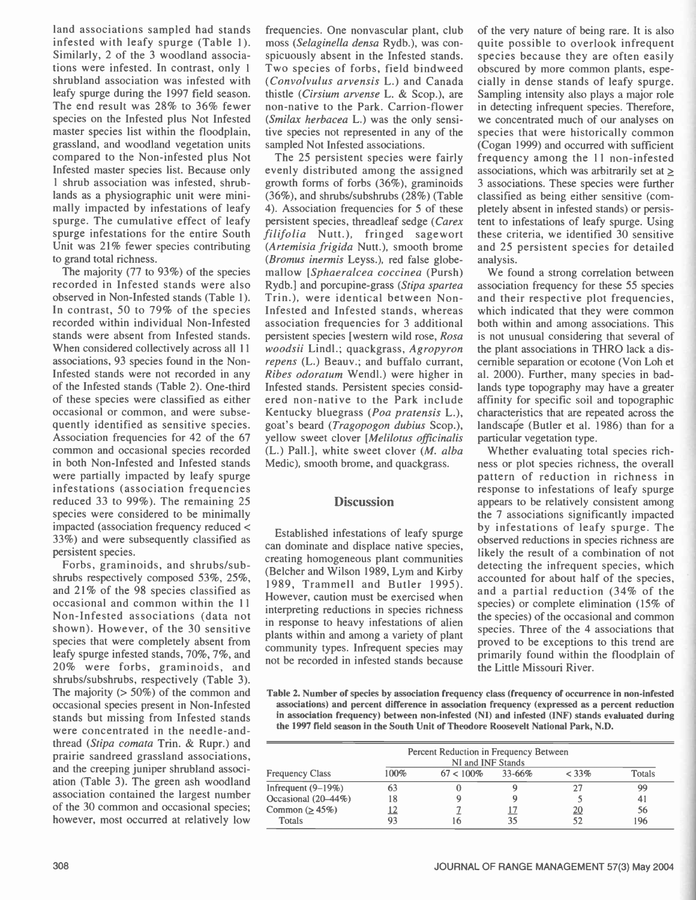land associations sampled had stands infested with leafy spurge (Table 1). Similarly, 2 of the 3 woodland associations were infested. In contrast, only 1 shrubland association was infested with leafy spurge during the 1997 field season. The end result was 28% to 36% fewer species on the Infested plus Not Infested master species list within the floodplain, grassland, and woodland vegetation units compared to the Non-infested plus Not Infested master species list. Because only 1 shrub association was infested, shrublands as a physiographic unit were minimally impacted by infestations of leafy spurge. The cumulative effect of leafy spurge infestations for the entire South Unit was 21% fewer species contributing to grand total richness.

The majority (77 to 93%) of the species recorded in Infested stands were also observed in Non-Infested stands (Table 1). In contrast, 50 to 79% of the species recorded within individual Non-Infested stands were absent from Infested stands. When considered collectively across all 11 associations, 93 species found in the Non-Infested stands were not recorded in any of the Infested stands (Table 2). One-third of these species were classified as either occasional or common, and were subsequently identified as sensitive species. Association frequencies for 42 of the 67 common and occasional species recorded in both Non-Infested and Infested stands were partially impacted by leafy spurge infestations (association frequencies reduced 33 to 99%). The remaining 25 species were considered to be minimally impacted (association frequency reduced < 33%) and were subsequently classified as persistent species.

Forbs, graminoids, and shrubs/subshrubs respectively composed 53%, 25%, and 21% of the 98 species classified as occasional and common within the 11 Non-Infested associations (data not shown). However, of the 30 sensitive species that were completely absent from leafy spurge infested stands, 70%, 7%, and 20% were forbs, graminoids, and shrubs/subshrubs, respectively (Table 3). The majority (> 50%) of the common and occasional species present in Non-Infested stands but missing from Infested stands were concentrated in the needle-and-thread (*Stipa comata* Trin. & Rupr.) and prairie sandreed grassland associations, and the creeping juniper shrubland association (Table 3). The green ash woodland association contained the largest number of the 30 common and occasional species; however, most occurred at relatively low frequencies. One nonvascular plant, club moss (*Selaginella densa* Rydb.), was conspicuously absent in the Infested stands. Two species of forbs, field bindweed (*Convolvulus arvensis* L.) and Canada thistle (*Cirsium arvense* L. & Scop.), are non-native to the Park. Carrion-flower (*Smilax herbacea* L.) was the only sensitive species not represented in any of the sampled Not Infested associations.

The 25 persistent species were fairly evenly distributed among the assigned growth forms of forbs (36%), graminoids (36%), and shrubs/subshrubs (28%) (Table 4). Association frequencies for 5 of these persistent species, threadleaf sedge (*Carex filifolia* Nutt.), fringed sagewort (*Artemisia frigida* Nutt.), smooth brome (*Bromus inermis* Leyss.), red false globemallow [*Sphaeralcea coccinea* (Pursh) Rydb.] and porcupine-grass (*Stipa spartea* Trin.), were identical between Non-Infested and Infested stands, whereas association frequencies for 3 additional persistent species [western wild rose, *Rosa woodsii* Lindl.; quackgrass, *Agropyron repens* (L.) Beauv.; and buffalo currant, *Ribes odoratum* Wendl.) were higher in Infested stands. Persistent species considered non-native to the Park include Kentucky bluegrass (*Poa pratensis* L.), goat's beard (*Tragopogon dubius* Scop.), yellow sweet clover [*Melilotus officinalis* (L.) Pall.], white sweet clover (*M. alba* Medic), smooth brome, and quackgrass.

## Discussion

Established infestations of leafy spurge can dominate and displace native species, creating homogeneous plant communities (Belcher and Wilson 1989, Lym and Kirby 1989, Trammell and Butler 1995). However, caution must be exercised when interpreting reductions in species richness in response to heavy infestations of alien plants within and among a variety of plant community types. Infrequent species may not be recorded in infested stands because of the very nature of being rare. It is also quite possible to overlook infrequent species because they are often easily obscured by more common plants, especially in dense stands of leafy spurge. Sampling intensity also plays a major role in detecting infrequent species. Therefore, we concentrated much of our analyses on species that were historically common (Cogan 1999) and occurred with sufficient frequency among the 11 non-infested associations, which was arbitrarily set at ≥ 3 associations. These species were further classified as being either sensitive (completely absent in infested stands) or persistent to infestations of leafy spurge. Using these criteria, we identified 30 sensitive and 25 persistent species for detailed analysis.

We found a strong correlation between association frequency for these 55 species and their respective plot frequencies, which indicated that they were common both within and among associations. This is not unusual considering that several of the plant associations in THRO lack a discernible separation or ecotone (Von Loh et al. 2000). Further, many species in badlands type topography may have a greater affinity for specific soil and topographic characteristics that are repeated across the landscape (Butler et al. 1986) than for a particular vegetation type.

Whether evaluating total species richness or plot species richness, the overall pattern of reduction in richness in response to infestations of leafy spurge appears to be relatively consistent among the 7 associations significantly impacted by infestations of leafy spurge. The observed reductions in species richness are likely the result of a combination of not detecting the infrequent species, which accounted for about half of the species, and a partial reduction (34% of the species) or complete elimination (15% of the species) of the occasional and common species. Three of the 4 associations that proved to be exceptions to this trend are primarily found within the floodplain of the Little Missouri River.

**Table 2. Number of species by association frequency class (frequency of occurrence in non-infested associations) and percent difference in association frequency (expressed as a percent reduction in association frequency) between non-infested (NI) and infested (INF) stands evaluated during the 1997 field season in the South Unit of Theodore Roosevelt National Park, N.D.**

| Frequency Class | Percent Reduction in Frequency Between NI and INF Stands | | | | |
|---|---|---|---|---|---|
| | 100% | 67 < 100% | 33-66% | < 33% | Totals |
| Infrequent (9–19%) | 63 | 0 | 9 | 27 | 99 |
| Occasional (20–44%) | 18 | 9 | 9 | 5 | 41 |
| Common (≥ 45%) | 12 | 7 | 17 | 20 | 56 |
| Totals | 93 | 16 | 35 | 52 | 196 |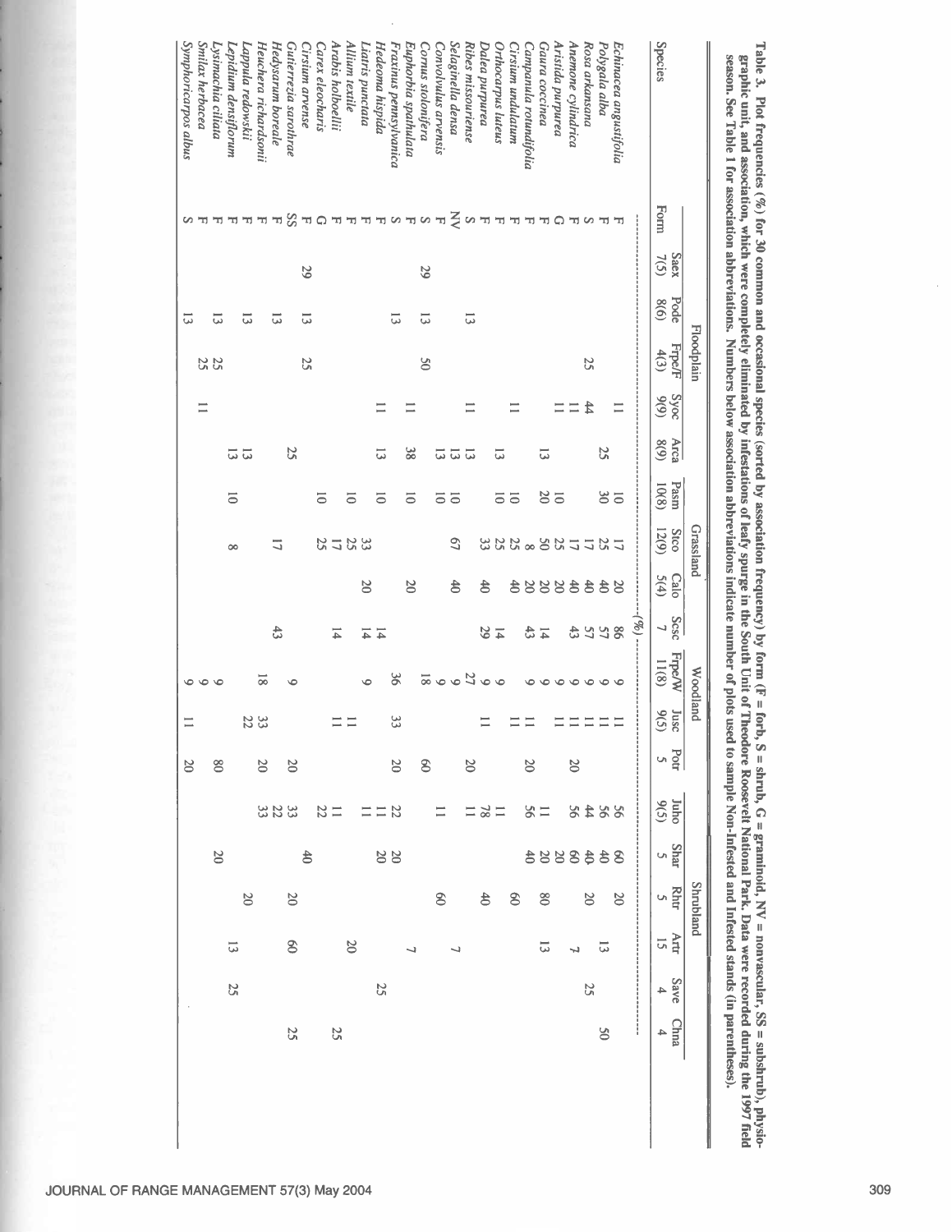**Table 3. Plot frequencies (%) for 30 common and occasional species (sorted by association frequency) by form (F = forb, S = shrub, G = graminoid, NV = nonvascular, SS = subshrub), physiographic unit, and association, which were completely eliminated by infestations of leafy spurge in the South Unit of Theodore Roosevelt National Park. Data were recorded during the 1997 field season. See Table 1 for association abbreviations. Numbers below association abbreviations indicate number of plots used to sample Non-Infested and Infested stands (in parentheses).**

| | | Floodplain | | | | | Grassland | | | | Woodland | | | Shrubland | | | | | |
|---|---|---|---|---|---|---|---|---|---|---|---|---|---|---|---|---|---|---|---|
| Species | Form | Saex 7(5) | Pode 8(6) | Frpe/F 4(3) | Syoc 9(9) | Arca 8(9) | Pasm 10(8) | Stco 12(9) | Calo 5(4) | Scsc 7 | Frpe/W 11(8) | Jusc 9(5) | Potr 5 | Juho 9(5) | Shar 5 | Rhtr 5 | Artr 15 | Save 4 | Chna 4 |
| | | | | | | | | | | (%) | | | | | | | | | |
| *Echinacea angustifolia* | F | | | | 11 | | 10 | 17 | 20 | 86 | 9 | 11 | | 56 | 60 | 20 | | | |
| *Polygala alba* | F | | | | | 25 | 30 | 25 | 40 | 57 | 9 | 11 | | 56 | 40 | | 13 | | 50 |
| *Rosa arkansana* | S | | | 25 | 44 | | | 17 | 40 | 57 | 9 | 11 | | 44 | 40 | 20 | | 25 | |
| *Anemone cylindrica* | F | | | | 11 | | | 17 | 40 | 43 | 9 | 11 | 20 | 56 | 60 | | 7 | | |
| *Aristida purpurea* | G | | | | 11 | | 10 | 25 | 20 | | 9 | 11 | | | 20 | | | | |
| *Gaura coccinea* | F | | | | | 13 | 20 | 50 | 20 | 14 | 9 | | | 11 | 20 | 80 | 13 | | |
| *Campanula rotundifolia* | F | | | | | | | 8 | 20 | 43 | 9 | 11 | 20 | 56 | 40 | | | | |
| *Cirsium undulatum* | F | | | | 11 | | 10 | 25 | 40 | | | 11 | | | | 60 | | | |
| *Orthocarpus luteus* | F | | | | | 13 | 10 | 25 | | 14 | 9 | | | 11 | | | | | |
| *Dalea purpurea* | F | | | | | | | 33 | 40 | 29 | 9 | 11 | | 78 | | 40 | | | |
| *Ribes missouriense* | S | | 13 | | 11 | 13 | | | | | 27 | | 20 | 11 | | | | | |
| *Selaginella densa* | NV | | | | | 13 | 10 | 67 | 40 | | 9 | | | | | | 7 | | |
| *Convolvulus arvensis* | F | | | | | 13 | 10 | | | | 9 | | | 11 | | | | | |
| *Cornus stolonifera* | S | 29 | 13 | 50 | | | | | | | 18 | | 60 | | | 60 | | | |
| *Euphorbia spathulata* | F | | | | 11 | 38 | 10 | | 20 | | | | | | | | 7 | | |
| *Fraxinus pennsylvanica* | S | | 13 | | | | | | | | 36 | 33 | 20 | 22 | 20 | | | | |
| *Hedeoma hispida* | F | | | | 11 | 13 | 10 | | | 14 | | | | 11 | 20 | | | 25 | |
| *Liatris punctata* | F | | | | | | | 33 | 20 | 14 | 9 | | | 11 | | | | | |
| *Allium textile* | F | | | | | | 10 | 25 | | | | 11 | | | | | 20 | | |
| *Arabis holboellii* | F | | | | | | | 17 | | 14 | | 11 | | 11 | | | | | |
| *Carex eleocharis* | G | | | | | | 10 | 25 | | | | | | 22 | | | | | 25 |
| *Cirsium arvense* | F | 29 | 13 | 25 | | | | | | | | | | | 40 | | | | |
| *Gutierrezia sarothrae* | SS | | | | | 25 | | | | | 9 | | 20 | 33 | | 20 | 60 | | 25 |
| *Hedysarum boreale* | F | | 13 | | | | | 17 | | 43 | | | | 22 | | | | | |
| *Heuchera richardsonii* | F | | | | | 13 | | | | | 18 | 33 | 20 | 33 | | | | | |
| *Lappula redowskii* | F | | 13 | | | | | | | | | 22 | | | | 20 | | | |
| *Lepidium densiflorum* | F | | | | | 13 | 10 | 8 | | | | | | | | | 13 | 25 | |
| *Lysimachia ciliata* | F | | 13 | 25 | | | | | | | 9 | | 80 | | 20 | | | | |
| *Smilax herbacea* | F | | | 25 | 11 | | | | | | 9 | | | | | | | | |
| *Symphoricarpos albus* | S | | 13 | | | | | | | | 9 | 11 | 20 | | | | | | |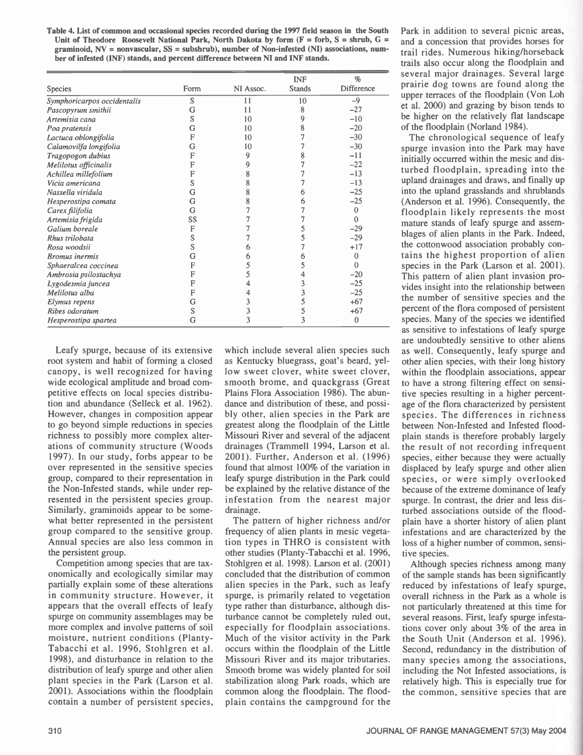Table 4. List of common and occasional species recorded during the 1997 field season in the South Unit of Theodore Roosevelt National Park, North Dakota by form (F = forb, S = shrub, G = graminoid, NV = nonvascular, SS = subshrub), number of Non-infested (NI) associations, number of infested (INF) stands, and percent difference between NI and INF stands.

| Species | Form | NI Assoc. | INF Stands | % Difference |
|---|---|---|---|---|
| *Symphoricarpos occidentalis* | S | 11 | 10 | –9 |
| *Pascopyrum smithii* | G | 11 | 8 | –27 |
| *Artemisia cana* | S | 10 | 9 | –10 |
| *Poa pratensis* | G | 10 | 8 | –20 |
| *Lactuca oblongifolia* | F | 10 | 7 | –30 |
| *Calamovilfa longifolia* | G | 10 | 7 | –30 |
| *Tragopogon dubius* | F | 9 | 8 | –11 |
| *Melilotus officinalis* | F | 9 | 7 | –22 |
| *Achillea millefolium* | F | 8 | 7 | –13 |
| *Vicia americana* | S | 8 | 7 | –13 |
| *Nassella viridula* | G | 8 | 6 | –25 |
| *Hesperostipa comata* | G | 8 | 6 | –25 |
| *Carex filifolia* | G | 7 | 7 | 0 |
| *Artemisia frigida* | SS | 7 | 7 | 0 |
| *Galium boreale* | F | 7 | 5 | –29 |
| *Rhus trilobata* | S | 7 | 5 | –29 |
| *Rosa woodsii* | S | 6 | 7 | +17 |
| *Bromus inermis* | G | 6 | 6 | 0 |
| *Sphaeralcea coccinea* | F | 5 | 5 | 0 |
| *Ambrosia psilostachya* | F | 5 | 4 | –20 |
| *Lygodesmia juncea* | F | 4 | 3 | –25 |
| *Melilotus alba* | F | 4 | 3 | –25 |
| *Elymus repens* | G | 3 | 5 | +67 |
| *Ribes odoratum* | S | 3 | 5 | +67 |
| *Hesperostipa spartea* | G | 3 | 3 | 0 |

Leafy spurge, because of its extensive root system and habit of forming a closed canopy, is well recognized for having wide ecological amplitude and broad competitive effects on local species distribution and abundance (Selleck et al. 1962). However, changes in composition appear to go beyond simple reductions in species richness to possibly more complex alterations of community structure (Woods 1997). In our study, forbs appear to be over represented in the sensitive species group, compared to their representation in the Non-Infested stands, while under represented in the persistent species group. Similarly, graminoids appear to be somewhat better represented in the persistent group compared to the sensitive group. Annual species are also less common in the persistent group.

Competition among species that are taxonomically and ecologically similar may partially explain some of these alterations in community structure. However, it appears that the overall effects of leafy spurge on community assemblages may be more complex and involve patterns of soil moisture, nutrient conditions (Planty-Tabacchi et al. 1996, Stohlgren et al. 1998), and disturbance in relation to the distribution of leafy spurge and other alien plant species in the Park (Larson et al. 2001). Associations within the floodplain contain a number of persistent species, which include several alien species such as Kentucky bluegrass, goat's beard, yellow sweet clover, white sweet clover, smooth brome, and quackgrass (Great Plains Flora Association 1986). The abundance and distribution of these, and possibly other, alien species in the Park are greatest along the floodplain of the Little Missouri River and several of the adjacent drainages (Trammell 1994, Larson et al. 2001). Further, Anderson et al. (1996) found that almost 100% of the variation in leafy spurge distribution in the Park could be explained by the relative distance of the infestation from the nearest major drainage.

The pattern of higher richness and/or frequency of alien plants in mesic vegetation types in THRO is consistent with other studies (Planty-Tabacchi et al. 1996, Stohlgren et al. 1998). Larson et al. (2001) concluded that the distribution of common alien species in the Park, such as leafy spurge, is primarily related to vegetation type rather than disturbance, although disturbance cannot be completely ruled out, especially for floodplain associations. Much of the visitor activity in the Park occurs within the floodplain of the Little Missouri River and its major tributaries. Smooth brome was widely planted for soil stabilization along Park roads, which are common along the floodplain. The floodplain contains the campground for the Park in addition to several picnic areas, and a concession that provides horses for trail rides. Numerous hiking/horseback trails also occur along the floodplain and several major drainages. Several large prairie dog towns are found along the upper terraces of the floodplain (Von Loh et al. 2000) and grazing by bison tends to be higher on the relatively flat landscape of the floodplain (Norland 1984).

The chronological sequence of leafy spurge invasion into the Park may have initially occurred within the mesic and disturbed floodplain, spreading into the upland drainages and draws, and finally up into the upland grasslands and shrublands (Anderson et al. 1996). Consequently, the floodplain likely represents the most mature stands of leafy spurge and assemblages of alien plants in the Park. Indeed, the cottonwood association probably contains the highest proportion of alien species in the Park (Larson et al. 2001). This pattern of alien plant invasion provides insight into the relationship between the number of sensitive species and the percent of the flora composed of persistent species. Many of the species we identified as sensitive to infestations of leafy spurge are undoubtedly sensitive to other aliens as well. Consequently, leafy spurge and other alien species, with their long history within the floodplain associations, appear to have a strong filtering effect on sensitive species resulting in a higher percentage of the flora characterized by persistent species. The differences in richness between Non-Infested and Infested floodplain stands is therefore probably largely the result of not recording infrequent species, either because they were actually displaced by leafy spurge and other alien species, or were simply overlooked because of the extreme dominance of leafy spurge. In contrast, the drier and less disturbed associations outside of the floodplain have a shorter history of alien plant infestations and are characterized by the loss of a higher number of common, sensitive species.

Although species richness among many of the sample stands has been significantly reduced by infestations of leafy spurge, overall richness in the Park as a whole is not particularly threatened at this time for several reasons. First, leafy spurge infestations cover only about 3% of the area in the South Unit (Anderson et al. 1996). Second, redundancy in the distribution of many species among the associations, including the Not Infested associations, is relatively high. This is especially true for the common, sensitive species that are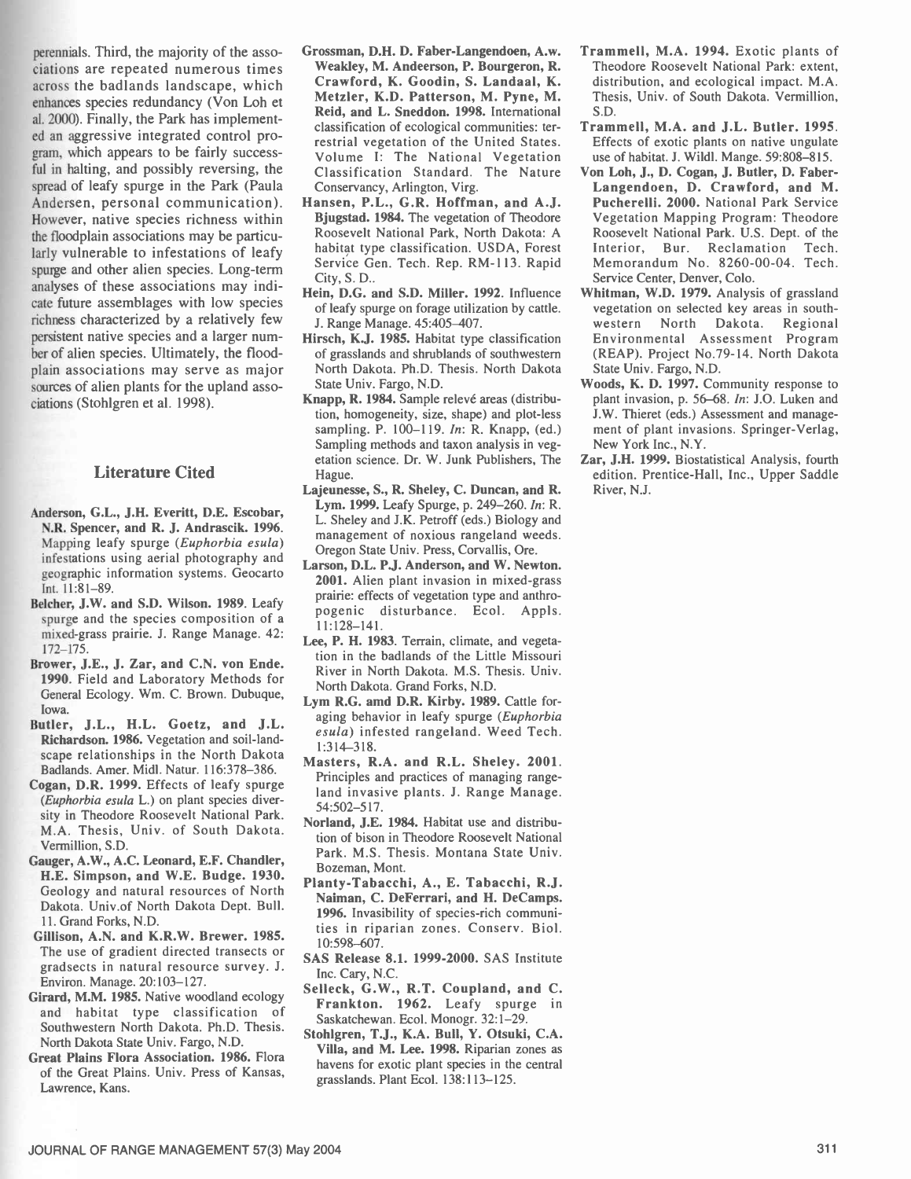perennials. Third, the majority of the associations are repeated numerous times across the badlands landscape, which enhances species redundancy (Von Loh et al. 2000). Finally, the Park has implemented an aggressive integrated control program, which appears to be fairly successful in halting, and possibly reversing, the spread of leafy spurge in the Park (Paula Andersen, personal communication). However, native species richness within the floodplain associations may be particularly vulnerable to infestations of leafy spurge and other alien species. Long-term analyses of these associations may indicate future assemblages with low species richness characterized by a relatively few persistent native species and a larger number of alien species. Ultimately, the floodplain associations may serve as major sources of alien plants for the upland associations (Stohlgren et al. 1998).

## Literature Cited

**Anderson, G.L., J.H. Everitt, D.E. Escobar, N.R. Spencer, and R. J. Andrascik. 1996**. Mapping leafy spurge (*Euphorbia esula*) infestations using aerial photography and geographic information systems. Geocarto Int. 11:81–89.

**Belcher, J.W. and S.D. Wilson. 1989**. Leafy spurge and the species composition of a mixed-grass prairie. J. Range Manage. 42: 172–175.

**Brower, J.E., J. Zar, and C.N. von Ende. 1990**. Field and Laboratory Methods for General Ecology. Wm. C. Brown. Dubuque, Iowa.

**Butler, J.L., H.L. Goetz, and J.L. Richardson. 1986**. Vegetation and soil-landscape relationships in the North Dakota Badlands. Amer. Midl. Natur. 116:378–386.

**Cogan, D.R. 1999**. Effects of leafy spurge (*Euphorbia esula* L.) on plant species diversity in Theodore Roosevelt National Park. M.A. Thesis, Univ. of South Dakota. Vermillion, S.D.

**Gauger, A.W., A.C. Leonard, E.F. Chandler, H.E. Simpson, and W.E. Budge. 1930**. Geology and natural resources of North Dakota. Univ.of North Dakota Dept. Bull. 11. Grand Forks, N.D.

**Gillison, A.N. and K.R.W. Brewer. 1985**. The use of gradient directed transects or gradsects in natural resource survey. J. Environ. Manage. 20:103–127.

**Girard, M.M. 1985**. Native woodland ecology and habitat type classification of Southwestern North Dakota. Ph.D. Thesis. North Dakota State Univ. Fargo, N.D.

**Great Plains Flora Association. 1986**. Flora of the Great Plains. Univ. Press of Kansas, Lawrence, Kans.

**Grossman, D.H. D. Faber-Langendoen, A.w. Weakley, M. Andeerson, P. Bourgeron, R. Crawford, K. Goodin, S. Landaal, K. Metzler, K.D. Patterson, M. Pyne, M. Reid, and L. Sneddon. 1998**. International classification of ecological communities: terrestrial vegetation of the United States. Volume I: The National Vegetation Classification Standard. The Nature Conservancy, Arlington, Virg.

**Hansen, P.L., G.R. Hoffman, and A.J. Bjugstad. 1984**. The vegetation of Theodore Roosevelt National Park, North Dakota: A habitat type classification. USDA, Forest Service Gen. Tech. Rep. RM-113. Rapid City, S. D..

**Hein, D.G. and S.D. Miller. 1992**. Influence of leafy spurge on forage utilization by cattle. J. Range Manage. 45:405–407.

**Hirsch, K.J. 1985**. Habitat type classification of grasslands and shrublands of southwestern North Dakota. Ph.D. Thesis. North Dakota State Univ. Fargo, N.D.

**Knapp, R. 1984**. Sample relevé areas (distribution, homogeneity, size, shape) and plot-less sampling. P. 100–119. *In*: R. Knapp, (ed.) Sampling methods and taxon analysis in vegetation science. Dr. W. Junk Publishers, The Hague.

**Lajeunesse, S., R. Sheley, C. Duncan, and R. Lym. 1999**. Leafy Spurge, p. 249–260. *In*: R. L. Sheley and J.K. Petroff (eds.) Biology and management of noxious rangeland weeds. Oregon State Univ. Press, Corvallis, Ore.

**Larson, D.L. P.J. Anderson, and W. Newton. 2001**. Alien plant invasion in mixed-grass prairie: effects of vegetation type and anthropogenic disturbance. Ecol. Appls. 11:128–141.

**Lee, P. H. 1983**. Terrain, climate, and vegetation in the badlands of the Little Missouri River in North Dakota. M.S. Thesis. Univ. North Dakota. Grand Forks, N.D.

**Lym R.G. amd D.R. Kirby. 1989**. Cattle foraging behavior in leafy spurge (*Euphorbia esula*) infested rangeland. Weed Tech. 1:314–318.

**Masters, R.A. and R.L. Sheley. 2001**. Principles and practices of managing rangeland invasive plants. J. Range Manage. 54:502–517.

**Norland, J.E. 1984**. Habitat use and distribution of bison in Theodore Roosevelt National Park. M.S. Thesis. Montana State Univ. Bozeman, Mont.

**Planty-Tabacchi, A., E. Tabacchi, R.J. Naiman, C. DeFerrari, and H. DeCamps. 1996**. Invasibility of species-rich communities in riparian zones. Conserv. Biol. 10:598–607.

**SAS Release 8.1. 1999-2000**. SAS Institute Inc. Cary, N.C.

**Selleck, G.W., R.T. Coupland, and C. Frankton. 1962**. Leafy spurge in Saskatchewan. Ecol. Monogr. 32:1–29.

**Stohlgren, T.J., K.A. Bull, Y. Otsuki, C.A. Villa, and M. Lee. 1998**. Riparian zones as havens for exotic plant species in the central grasslands. Plant Ecol. 138:113–125.

**Trammell, M.A. 1994**. Exotic plants of Theodore Roosevelt National Park: extent, distribution, and ecological impact. M.A. Thesis, Univ. of South Dakota. Vermillion, S.D.

**Trammell, M.A. and J.L. Butler. 1995**. Effects of exotic plants on native ungulate use of habitat. J. Wildl. Mange. 59:808–815.

**Von Loh, J., D. Cogan, J. Butler, D. Faber-Langendoen, D. Crawford, and M. Pucherelli. 2000**. National Park Service Vegetation Mapping Program: Theodore Roosevelt National Park. U.S. Dept. of the Interior, Bur. Reclamation Tech. Memorandum No. 8260-00-04. Tech. Service Center, Denver, Colo.

**Whitman, W.D. 1979**. Analysis of grassland vegetation on selected key areas in southwestern North Dakota. Regional Environmental Assessment Program (REAP). Project No.79-14. North Dakota State Univ. Fargo, N.D.

**Woods, K. D. 1997**. Community response to plant invasion, p. 56–68. *In*: J.O. Luken and J.W. Thieret (eds.) Assessment and management of plant invasions. Springer-Verlag, New York Inc., N.Y.

**Zar, J.H. 1999**. Biostatistical Analysis, fourth edition. Prentice-Hall, Inc., Upper Saddle River, N.J.